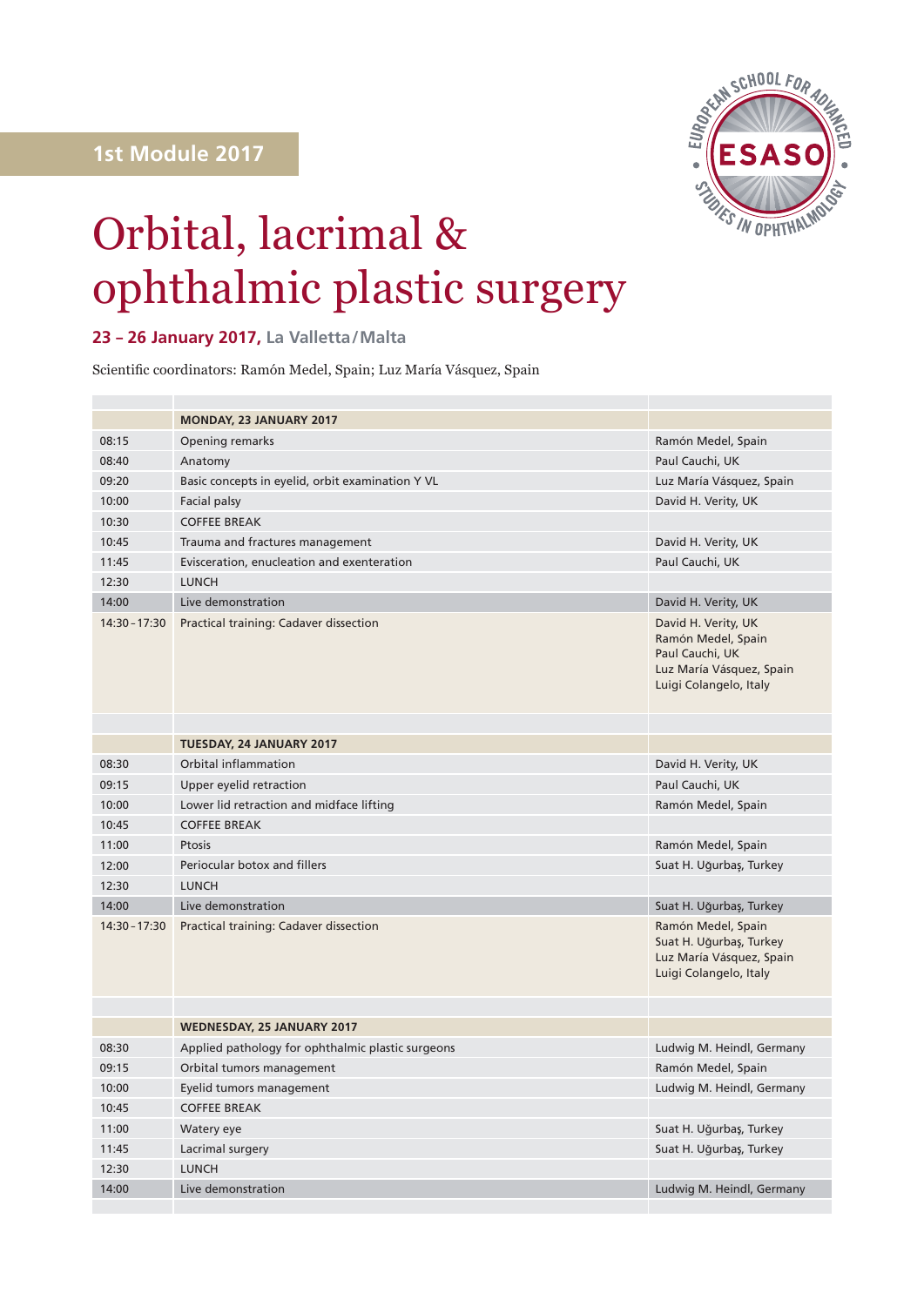1st Module 2017

EUROPEAN SCHOOL FOR ADVANCED STUDIES IN OPHTHALMOLOGY

ESASO

# Orbital, lacrimal & ophthalmic plastic surgery

**23 – 26 January 2017,** La Valletta / Malta

Scientific coordinators: Ramón Medel, Spain; Luz María Vásquez, Spain

| | | |
|---|---|---|
| | **MONDAY, 23 JANUARY 2017** | |
| 08:15 | Opening remarks | Ramón Medel, Spain |
| 08:40 | Anatomy | Paul Cauchi, UK |
| 09:20 | Basic concepts in eyelid, orbit examination Y VL | Luz María Vásquez, Spain |
| 10:00 | Facial palsy | David H. Verity, UK |
| 10:30 | COFFEE BREAK | |
| 10:45 | Trauma and fractures management | David H. Verity, UK |
| 11:45 | Evisceration, enucleation and exenteration | Paul Cauchi, UK |
| 12:30 | LUNCH | |
| 14:00 | Live demonstration | David H. Verity, UK |
| 14:30 - 17:30 | Practical training: Cadaver dissection | David H. Verity, UK<br>Ramón Medel, Spain<br>Paul Cauchi, UK<br>Luz María Vásquez, Spain<br>Luigi Colangelo, Italy |
| | | |
| | **TUESDAY, 24 JANUARY 2017** | |
| 08:30 | Orbital inflammation | David H. Verity, UK |
| 09:15 | Upper eyelid retraction | Paul Cauchi, UK |
| 10:00 | Lower lid retraction and midface lifting | Ramón Medel, Spain |
| 10:45 | COFFEE BREAK | |
| 11:00 | Ptosis | Ramón Medel, Spain |
| 12:00 | Periocular botox and fillers | Suat H. Uğurbaş, Turkey |
| 12:30 | LUNCH | |
| 14:00 | Live demonstration | Suat H. Uğurbaş, Turkey |
| 14:30 - 17:30 | Practical training: Cadaver dissection | Ramón Medel, Spain<br>Suat H. Uğurbaş, Turkey<br>Luz María Vásquez, Spain<br>Luigi Colangelo, Italy |
| | | |
| | **WEDNESDAY, 25 JANUARY 2017** | |
| 08:30 | Applied pathology for ophthalmic plastic surgeons | Ludwig M. Heindl, Germany |
| 09:15 | Orbital tumors management | Ramón Medel, Spain |
| 10:00 | Eyelid tumors management | Ludwig M. Heindl, Germany |
| 10:45 | COFFEE BREAK | |
| 11:00 | Watery eye | Suat H. Uğurbaş, Turkey |
| 11:45 | Lacrimal surgery | Suat H. Uğurbaş, Turkey |
| 12:30 | LUNCH | |
| 14:00 | Live demonstration | Ludwig M. Heindl, Germany |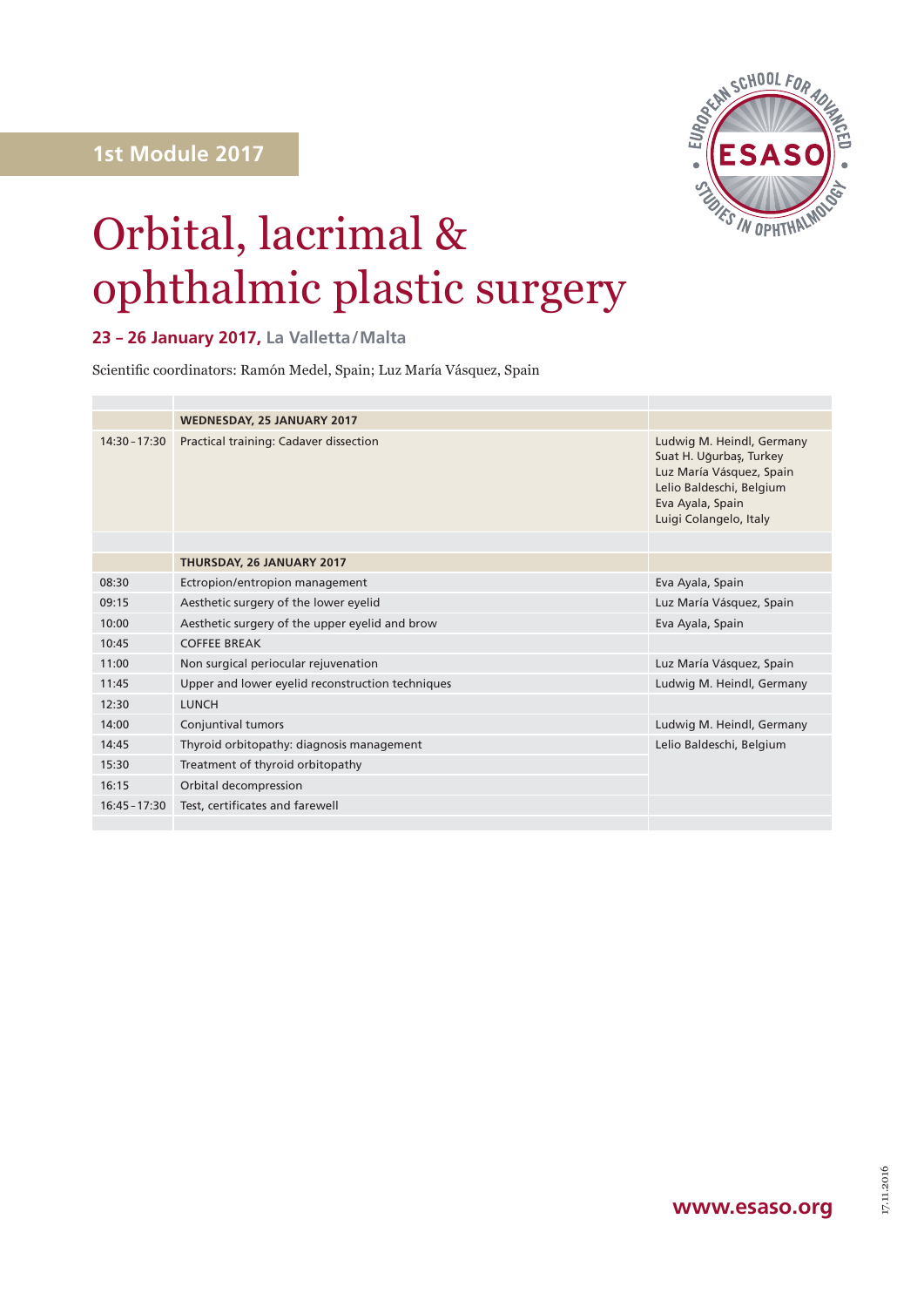1st Module 2017

# Orbital, lacrimal & ophthalmic plastic surgery

**23 – 26 January 2017,** La Valletta/Malta

Scientific coordinators: Ramón Medel, Spain; Luz María Vásquez, Spain

| | | |
|---|---|---|
| | **WEDNESDAY, 25 JANUARY 2017** | |
| 14:30 - 17:30 | Practical training: Cadaver dissection | Ludwig M. Heindl, Germany<br>Suat H. Uğurbaş, Turkey<br>Luz María Vásquez, Spain<br>Lelio Baldeschi, Belgium<br>Eva Ayala, Spain<br>Luigi Colangelo, Italy |
| | | |
| | **THURSDAY, 26 JANUARY 2017** | |
| 08:30 | Ectropion/entropion management | Eva Ayala, Spain |
| 09:15 | Aesthetic surgery of the lower eyelid | Luz María Vásquez, Spain |
| 10:00 | Aesthetic surgery of the upper eyelid and brow | Eva Ayala, Spain |
| 10:45 | COFFEE BREAK | |
| 11:00 | Non surgical periocular rejuvenation | Luz María Vásquez, Spain |
| 11:45 | Upper and lower eyelid reconstruction techniques | Ludwig M. Heindl, Germany |
| 12:30 | LUNCH | |
| 14:00 | Conjuntival tumors | Ludwig M. Heindl, Germany |
| 14:45 | Thyroid orbitopathy: diagnosis management | Lelio Baldeschi, Belgium |
| 15:30 | Treatment of thyroid orbitopathy | |
| 16:15 | Orbital decompression | |
| 16:45 - 17:30 | Test, certificates and farewell | |

www.esaso.org

17.11.2016